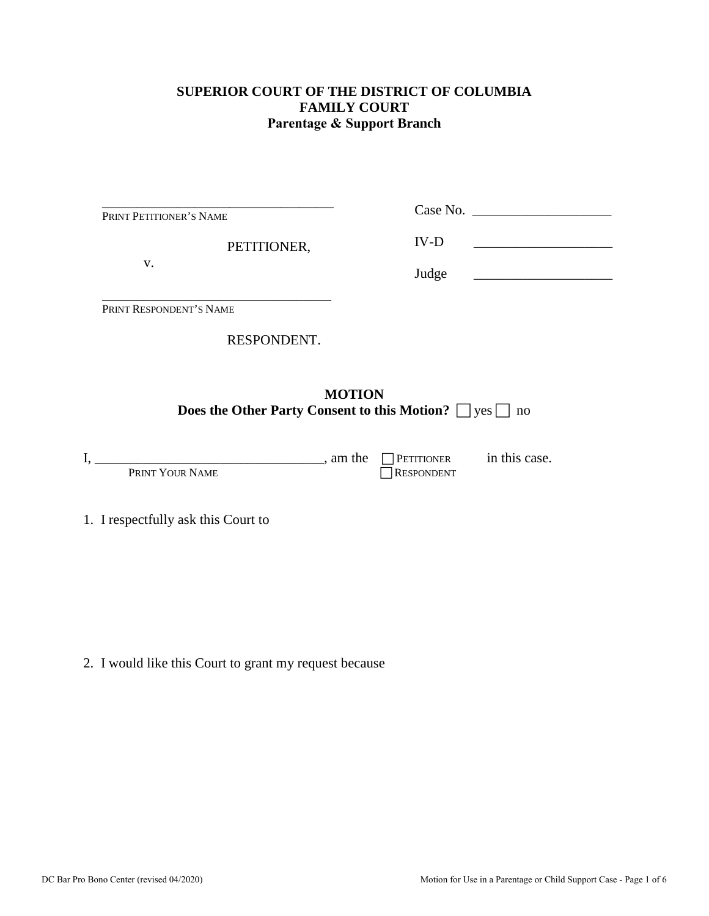**SUPERIOR COURT OF THE DISTRICT OF COLUMBIA**
**FAMILY COURT**
**Parentage & Support Branch**

| | |
|---|---|
| ____________________________________ | Case No. ____________________ |
| PRINT PETITIONER'S NAME | |
| PETITIONER, | IV-D ____________________ |
| v. | Judge ____________________ |
| ____________________________________ | |
| PRINT RESPONDENT'S NAME | |
| RESPONDENT. | |

**MOTION**
**Does the Other Party Consent to this Motion?** ☐ yes ☐ no

I, _________________________________, am the ☐ PETITIONER ☐ RESPONDENT in this case.
PRINT YOUR NAME

1. I respectfully ask this Court to

2. I would like this Court to grant my request because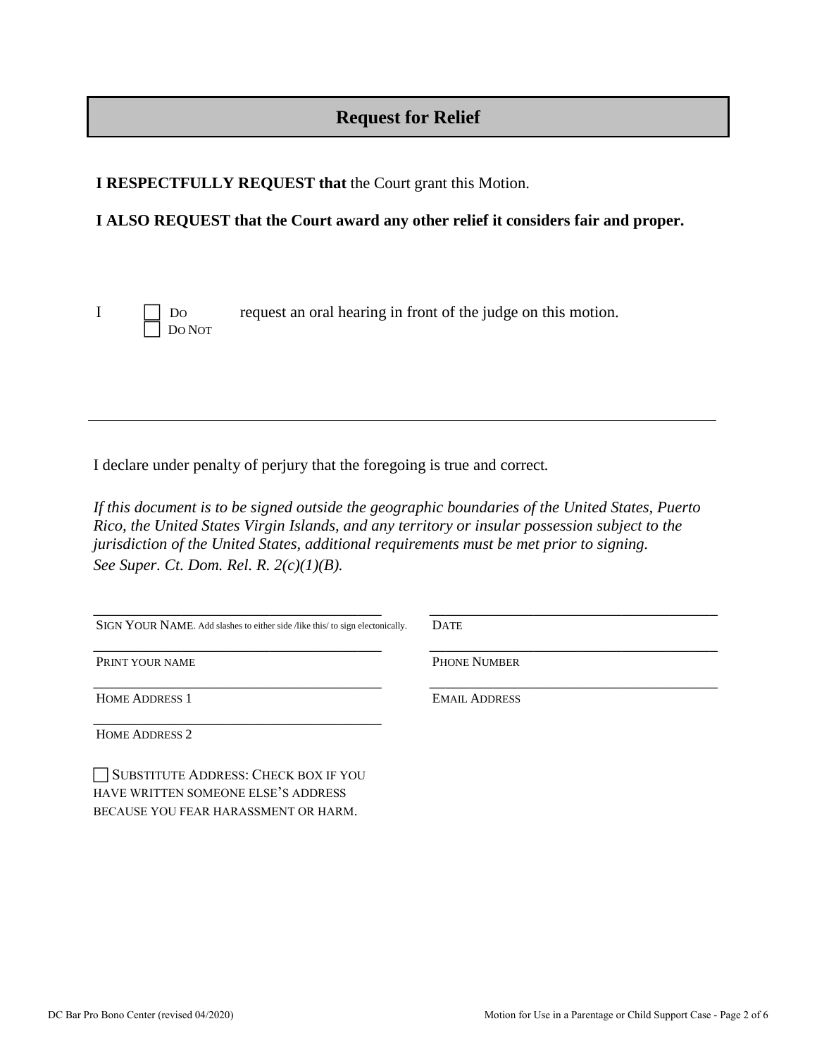## Request for Relief

**I RESPECTFULLY REQUEST that** the Court grant this Motion.

**I ALSO REQUEST that the Court award any other relief it considers fair and proper.**

I ☐ DO ☐ DO NOT request an oral hearing in front of the judge on this motion.

---

I declare under penalty of perjury that the foregoing is true and correct.

*If this document is to be signed outside the geographic boundaries of the United States, Puerto Rico, the United States Virgin Islands, and any territory or insular possession subject to the jurisdiction of the United States, additional requirements must be met prior to signing. See Super. Ct. Dom. Rel. R. 2(c)(1)(B).*

\_\_\_\_\_\_\_\_\_\_\_\_\_\_\_\_\_\_\_\_\_\_\_\_\_\_\_\_\_\_\_\_\_\_\_\_\_\_\_\_
SIGN YOUR NAME. Add slashes to either side /like this/ to sign electonically.

\_\_\_\_\_\_\_\_\_\_\_\_\_\_\_\_\_\_\_\_\_\_\_\_\_\_\_\_\_\_\_\_\_\_\_\_\_\_\_\_
DATE

\_\_\_\_\_\_\_\_\_\_\_\_\_\_\_\_\_\_\_\_\_\_\_\_\_\_\_\_\_\_\_\_\_\_\_\_\_\_\_\_
PRINT YOUR NAME

\_\_\_\_\_\_\_\_\_\_\_\_\_\_\_\_\_\_\_\_\_\_\_\_\_\_\_\_\_\_\_\_\_\_\_\_\_\_\_\_
PHONE NUMBER

\_\_\_\_\_\_\_\_\_\_\_\_\_\_\_\_\_\_\_\_\_\_\_\_\_\_\_\_\_\_\_\_\_\_\_\_\_\_\_\_
HOME ADDRESS 1

\_\_\_\_\_\_\_\_\_\_\_\_\_\_\_\_\_\_\_\_\_\_\_\_\_\_\_\_\_\_\_\_\_\_\_\_\_\_\_\_
EMAIL ADDRESS

\_\_\_\_\_\_\_\_\_\_\_\_\_\_\_\_\_\_\_\_\_\_\_\_\_\_\_\_\_\_\_\_\_\_\_\_\_\_\_\_
HOME ADDRESS 2

☐ SUBSTITUTE ADDRESS: CHECK BOX IF YOU HAVE WRITTEN SOMEONE ELSE'S ADDRESS BECAUSE YOU FEAR HARASSMENT OR HARM.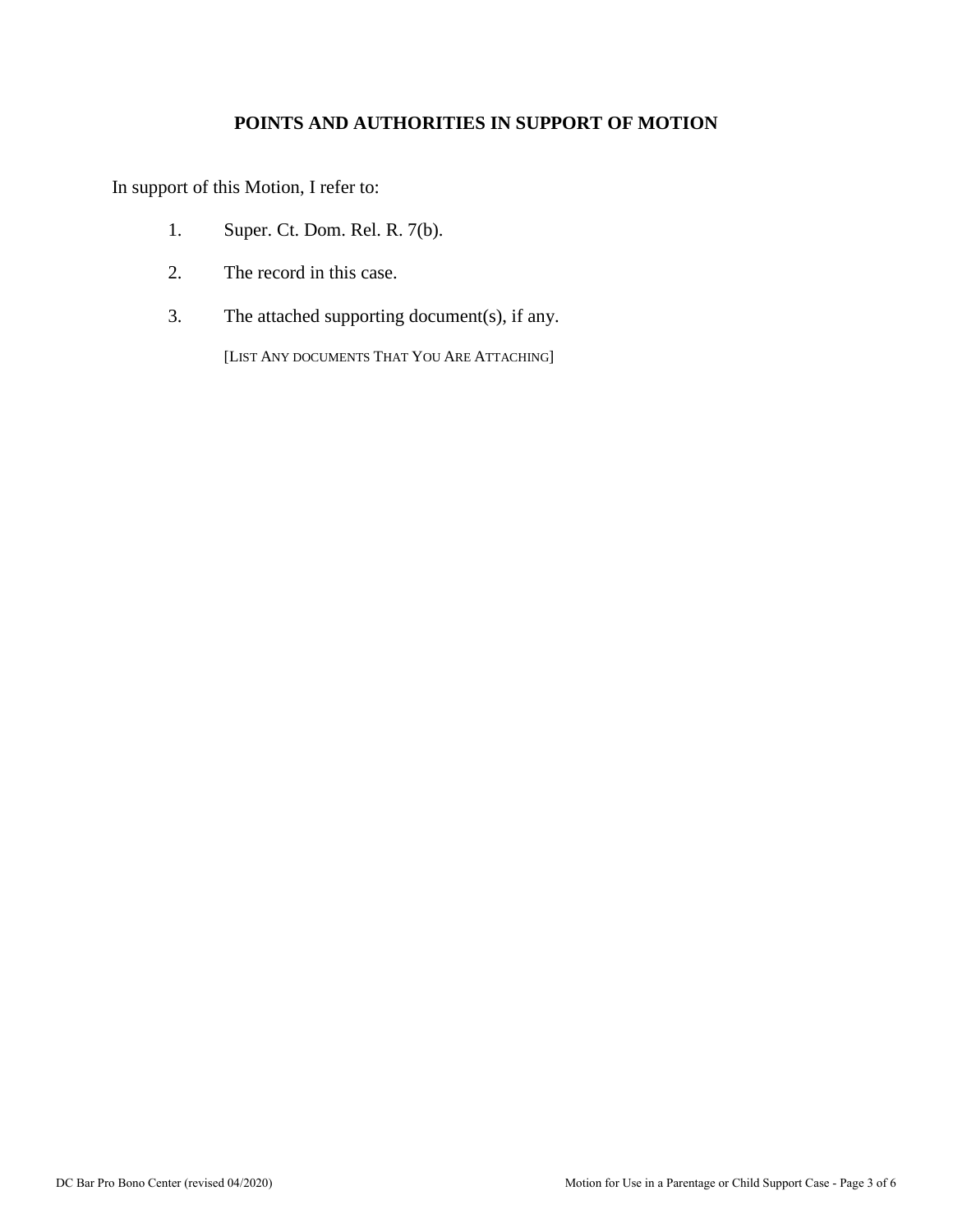## POINTS AND AUTHORITIES IN SUPPORT OF MOTION

In support of this Motion, I refer to:

1. Super. Ct. Dom. Rel. R. 7(b).
2. The record in this case.
3. The attached supporting document(s), if any.

   [LIST ANY DOCUMENTS THAT YOU ARE ATTACHING]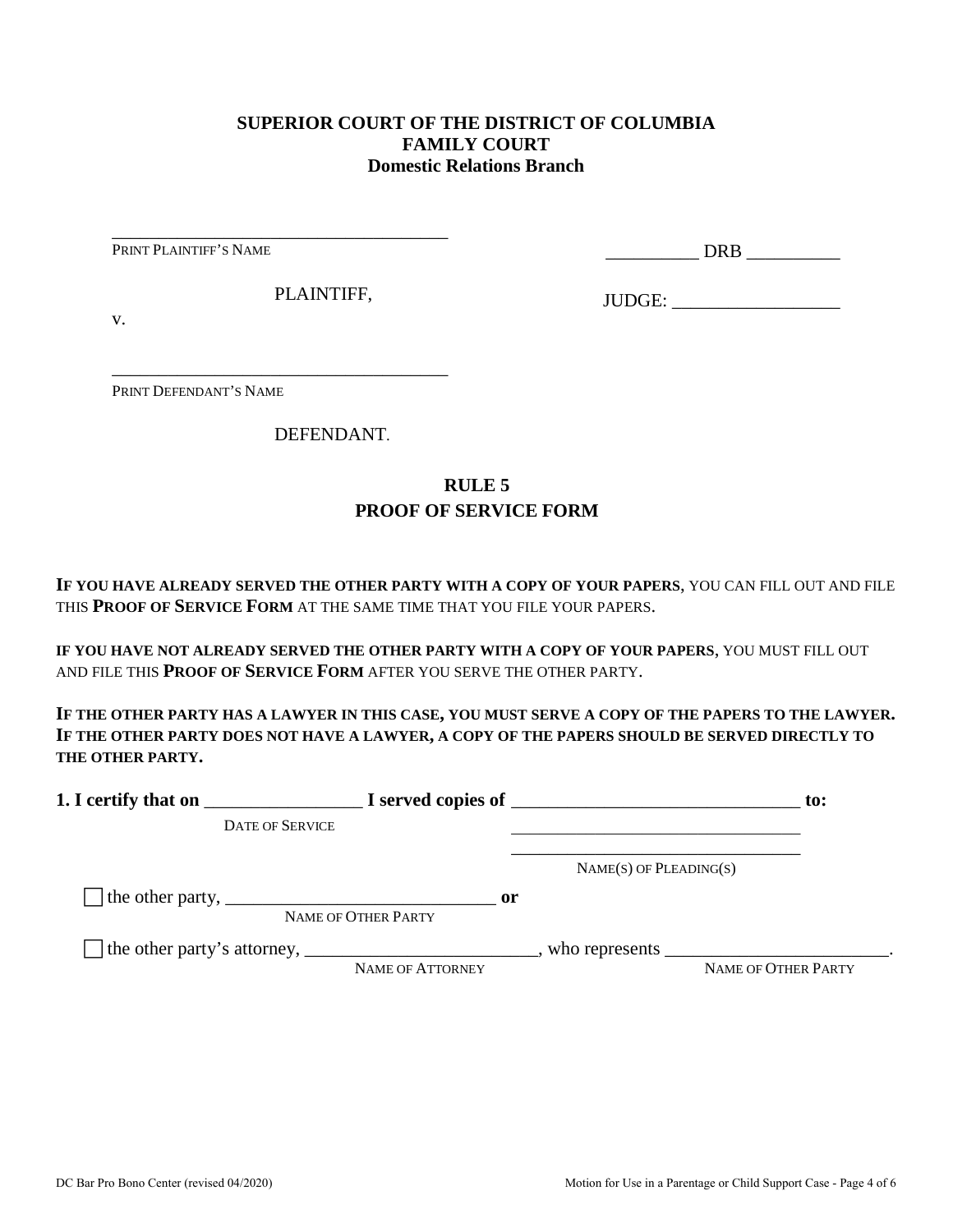**SUPERIOR COURT OF THE DISTRICT OF COLUMBIA**
**FAMILY COURT**
**Domestic Relations Branch**

_____________________________________
PRINT PLAINTIFF'S NAME

PLAINTIFF,

v.

_____________________________________
PRINT DEFENDANT'S NAME

DEFENDANT.

__________ DRB __________

JUDGE: __________________

## RULE 5
## PROOF OF SERVICE FORM

**IF YOU HAVE ALREADY SERVED THE OTHER PARTY WITH A COPY OF YOUR PAPERS**, YOU CAN FILL OUT AND FILE THIS **PROOF OF SERVICE FORM** AT THE SAME TIME THAT YOU FILE YOUR PAPERS.

**IF YOU HAVE NOT ALREADY SERVED THE OTHER PARTY WITH A COPY OF YOUR PAPERS**, YOU MUST FILL OUT AND FILE THIS **PROOF OF SERVICE FORM** AFTER YOU SERVE THE OTHER PARTY.

**IF THE OTHER PARTY HAS A LAWYER IN THIS CASE, YOU MUST SERVE A COPY OF THE PAPERS TO THE LAWYER. IF THE OTHER PARTY DOES NOT HAVE A LAWYER, A COPY OF THE PAPERS SHOULD BE SERVED DIRECTLY TO THE OTHER PARTY.**

**1. I certify that on** _________________ **I served copies of** _______________________________ **to:**
DATE OF SERVICE

_______________________________
_______________________________
NAME(S) OF PLEADING(S)

☐ the other party, _____________________________ **or**
NAME OF OTHER PARTY

☐ the other party's attorney, _________________________, who represents ________________________.
NAME OF ATTORNEY NAME OF OTHER PARTY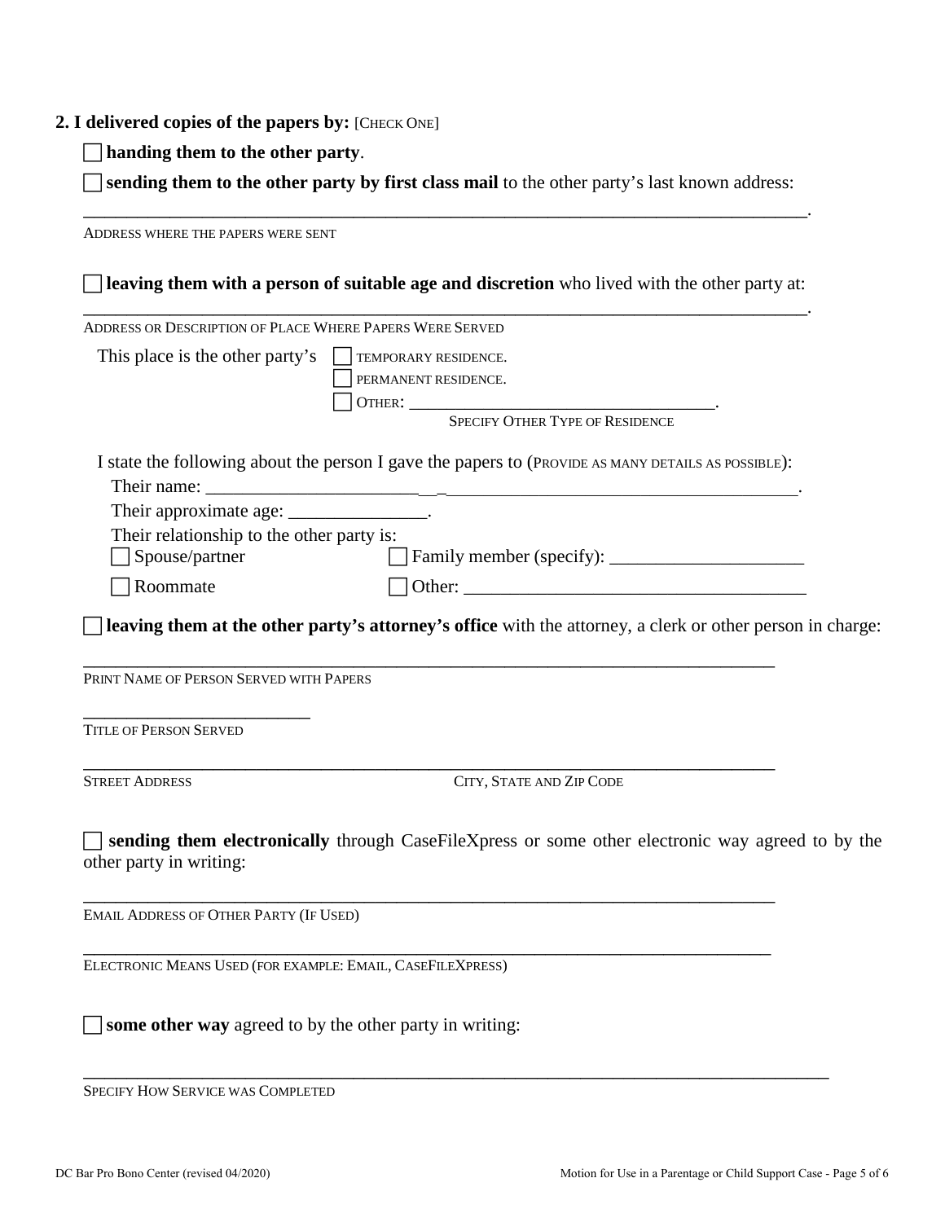**2. I delivered copies of the papers by:** [CHECK ONE]

☐ **handing them to the other party**.

☐ **sending them to the other party by first class mail** to the other party's last known address:

\_\_\_\_\_\_\_\_\_\_\_\_\_\_\_\_\_\_\_\_\_\_\_\_\_\_\_\_\_\_\_\_\_\_\_\_\_\_\_\_\_\_\_\_\_\_\_\_\_\_\_\_\_\_\_\_\_\_\_\_\_\_\_\_\_\_\_\_\_\_\_\_\_\_\_\_\_\_.
ADDRESS WHERE THE PAPERS WERE SENT

☐ **leaving them with a person of suitable age and discretion** who lived with the other party at:

\_\_\_\_\_\_\_\_\_\_\_\_\_\_\_\_\_\_\_\_\_\_\_\_\_\_\_\_\_\_\_\_\_\_\_\_\_\_\_\_\_\_\_\_\_\_\_\_\_\_\_\_\_\_\_\_\_\_\_\_\_\_\_\_\_\_\_\_\_\_\_\_\_\_\_\_\_\_.
ADDRESS OR DESCRIPTION OF PLACE WHERE PAPERS WERE SERVED

This place is the other party's
☐ TEMPORARY RESIDENCE.
☐ PERMANENT RESIDENCE.
☐ OTHER: \_\_\_\_\_\_\_\_\_\_\_\_\_\_\_\_\_\_\_\_\_\_\_\_\_\_\_\_\_\_\_\_\_\_.
SPECIFY OTHER TYPE OF RESIDENCE

I state the following about the person I gave the papers to (PROVIDE AS MANY DETAILS AS POSSIBLE):

Their name: \_\_\_\_\_\_\_\_\_\_\_\_\_\_\_\_\_\_\_\_\_\_\_\_\_\_\_\_\_\_\_\_\_\_\_\_\_\_\_\_\_\_\_\_\_\_\_\_\_\_\_\_\_\_\_\_\_\_\_\_\_\_\_.

Their approximate age: \_\_\_\_\_\_\_\_\_\_\_\_\_\_\_.

Their relationship to the other party is:

☐ Spouse/partner ☐ Family member (specify): \_\_\_\_\_\_\_\_\_\_\_\_\_\_\_\_\_\_\_\_\_

☐ Roommate ☐ Other: \_\_\_\_\_\_\_\_\_\_\_\_\_\_\_\_\_\_\_\_\_\_\_\_\_\_\_\_\_\_\_\_\_\_\_\_\_\_

☐ **leaving them at the other party's attorney's office** with the attorney, a clerk or other person in charge:

\_\_\_\_\_\_\_\_\_\_\_\_\_\_\_\_\_\_\_\_\_\_\_\_\_\_\_\_\_\_\_\_\_\_\_\_\_\_\_\_\_\_\_\_\_\_\_\_\_\_\_\_\_\_\_\_\_\_\_\_\_\_\_\_\_\_\_\_\_\_\_\_\_\_
PRINT NAME OF PERSON SERVED WITH PAPERS

\_\_\_\_\_\_\_\_\_\_\_\_\_\_\_\_\_\_\_\_\_\_\_\_\_
TITLE OF PERSON SERVED

\_\_\_\_\_\_\_\_\_\_\_\_\_\_\_\_\_\_\_\_\_\_\_\_\_\_\_\_\_\_\_\_\_\_\_\_\_\_\_\_\_\_\_\_\_\_\_\_\_\_\_\_\_\_\_\_\_\_\_\_\_\_\_\_\_\_\_\_\_\_\_\_\_\_
STREET ADDRESS CITY, STATE AND ZIP CODE

☐ **sending them electronically** through CaseFileXpress or some other electronic way agreed to by the other party in writing:

\_\_\_\_\_\_\_\_\_\_\_\_\_\_\_\_\_\_\_\_\_\_\_\_\_\_\_\_\_\_\_\_\_\_\_\_\_\_\_\_\_\_\_\_\_\_\_\_\_\_\_\_\_\_\_\_\_\_\_\_\_\_\_\_\_\_\_\_\_\_\_\_\_\_
EMAIL ADDRESS OF OTHER PARTY (IF USED)

\_\_\_\_\_\_\_\_\_\_\_\_\_\_\_\_\_\_\_\_\_\_\_\_\_\_\_\_\_\_\_\_\_\_\_\_\_\_\_\_\_\_\_\_\_\_\_\_\_\_\_\_\_\_\_\_\_\_\_\_\_\_\_\_\_\_\_\_\_\_\_\_\_\_
ELECTRONIC MEANS USED (FOR EXAMPLE: EMAIL, CASEFILEXPRESS)

☐ **some other way** agreed to by the other party in writing:

\_\_\_\_\_\_\_\_\_\_\_\_\_\_\_\_\_\_\_\_\_\_\_\_\_\_\_\_\_\_\_\_\_\_\_\_\_\_\_\_\_\_\_\_\_\_\_\_\_\_\_\_\_\_\_\_\_\_\_\_\_\_\_\_\_\_\_\_\_\_\_\_\_\_\_\_\_\_
SPECIFY HOW SERVICE WAS COMPLETED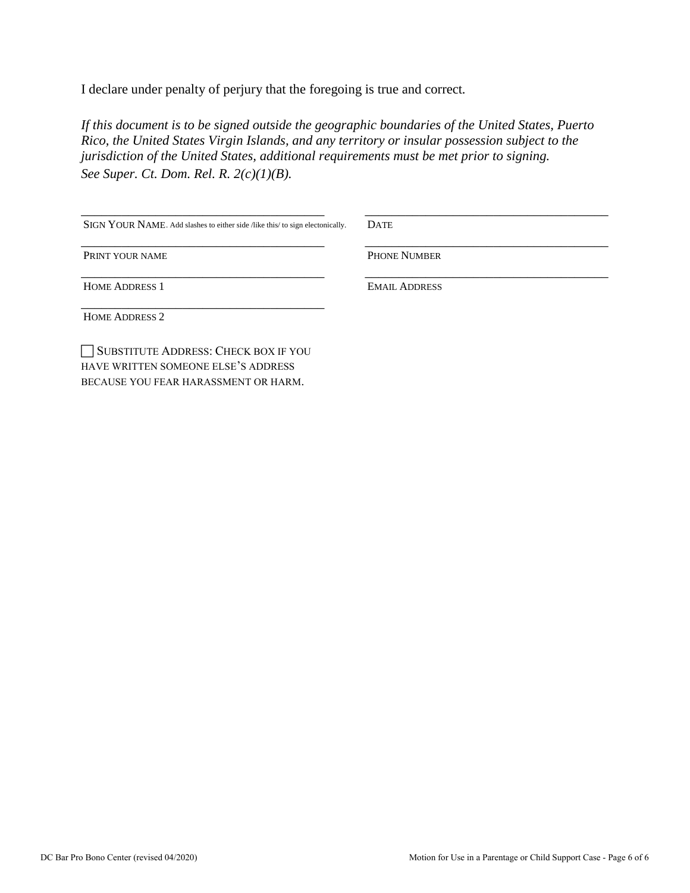I declare under penalty of perjury that the foregoing is true and correct.

*If this document is to be signed outside the geographic boundaries of the United States, Puerto Rico, the United States Virgin Islands, and any territory or insular possession subject to the jurisdiction of the United States, additional requirements must be met prior to signing. See Super. Ct. Dom. Rel. R. 2(c)(1)(B).*

| | |
|---|---|
| \_\_\_\_\_\_\_\_\_\_\_\_\_\_\_\_\_\_\_\_\_\_\_\_\_\_\_\_\_\_\_\_\_\_\_\_\_\_\_\_ | \_\_\_\_\_\_\_\_\_\_\_\_\_\_\_\_\_\_\_\_\_\_\_\_\_\_\_\_\_\_\_\_\_\_\_\_\_\_\_\_ |
| SIGN YOUR NAME. Add slashes to either side /like this/ to sign electonically. | DATE |
| \_\_\_\_\_\_\_\_\_\_\_\_\_\_\_\_\_\_\_\_\_\_\_\_\_\_\_\_\_\_\_\_\_\_\_\_\_\_\_\_ | \_\_\_\_\_\_\_\_\_\_\_\_\_\_\_\_\_\_\_\_\_\_\_\_\_\_\_\_\_\_\_\_\_\_\_\_\_\_\_\_ |
| PRINT YOUR NAME | PHONE NUMBER |
| \_\_\_\_\_\_\_\_\_\_\_\_\_\_\_\_\_\_\_\_\_\_\_\_\_\_\_\_\_\_\_\_\_\_\_\_\_\_\_\_ | \_\_\_\_\_\_\_\_\_\_\_\_\_\_\_\_\_\_\_\_\_\_\_\_\_\_\_\_\_\_\_\_\_\_\_\_\_\_\_\_ |
| HOME ADDRESS 1 | EMAIL ADDRESS |
| \_\_\_\_\_\_\_\_\_\_\_\_\_\_\_\_\_\_\_\_\_\_\_\_\_\_\_\_\_\_\_\_\_\_\_\_\_\_\_\_ | |
| HOME ADDRESS 2 | |

☐ SUBSTITUTE ADDRESS: CHECK BOX IF YOU HAVE WRITTEN SOMEONE ELSE'S ADDRESS BECAUSE YOU FEAR HARASSMENT OR HARM.